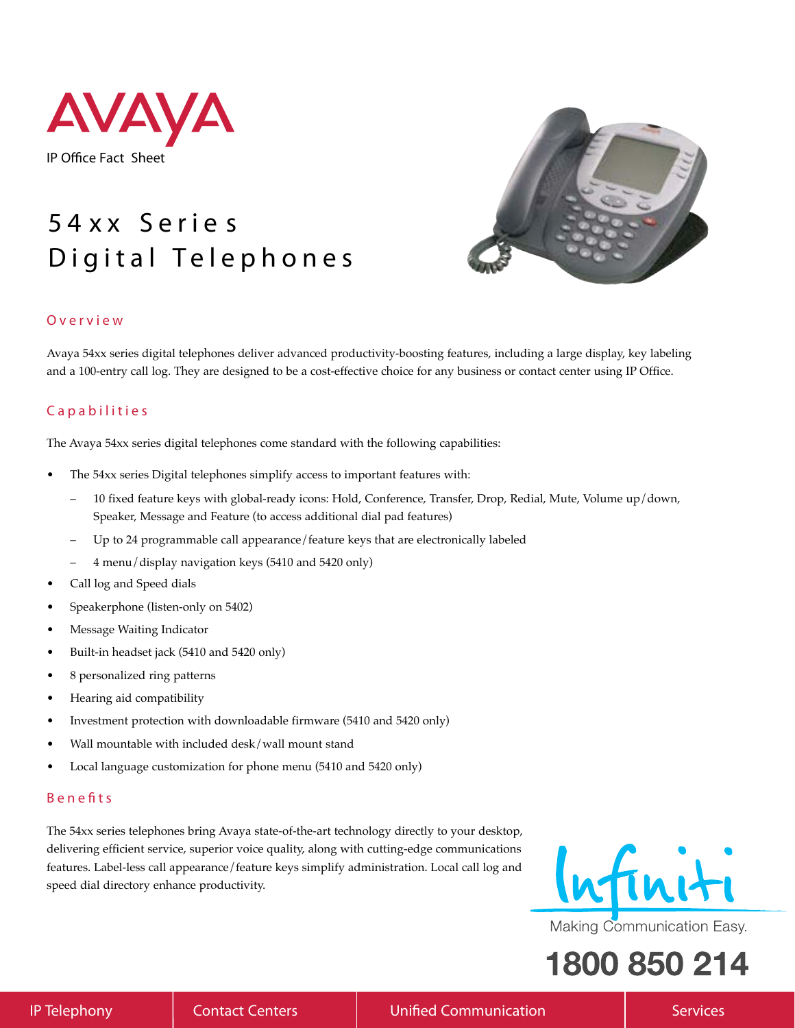AVAYA

IP Office Fact Sheet

# 54xx Series Digital Telephones

## Overview

Avaya 54xx series digital telephones deliver advanced productivity-boosting features, including a large display, key labeling and a 100-entry call log. They are designed to be a cost-effective choice for any business or contact center using IP Office.

## Capabilities

The Avaya 54xx series digital telephones come standard with the following capabilities:

- The 54xx series Digital telephones simplify access to important features with:
  - 10 fixed feature keys with global-ready icons: Hold, Conference, Transfer, Drop, Redial, Mute, Volume up/down, Speaker, Message and Feature (to access additional dial pad features)
  - Up to 24 programmable call appearance/feature keys that are electronically labeled
  - 4 menu/display navigation keys (5410 and 5420 only)
- Call log and Speed dials
- Speakerphone (listen-only on 5402)
- Message Waiting Indicator
- Built-in headset jack (5410 and 5420 only)
- 8 personalized ring patterns
- Hearing aid compatibility
- Investment protection with downloadable firmware (5410 and 5420 only)
- Wall mountable with included desk/wall mount stand
- Local language customization for phone menu (5410 and 5420 only)

## Benefits

The 54xx series telephones bring Avaya state-of-the-art technology directly to your desktop, delivering efficient service, superior voice quality, along with cutting-edge communications features. Label-less call appearance/feature keys simplify administration. Local call log and speed dial directory enhance productivity.

Infiniti

Making Communication Easy.

1800 850 214

IP Telephony | Contact Centers | Unified Communication | Services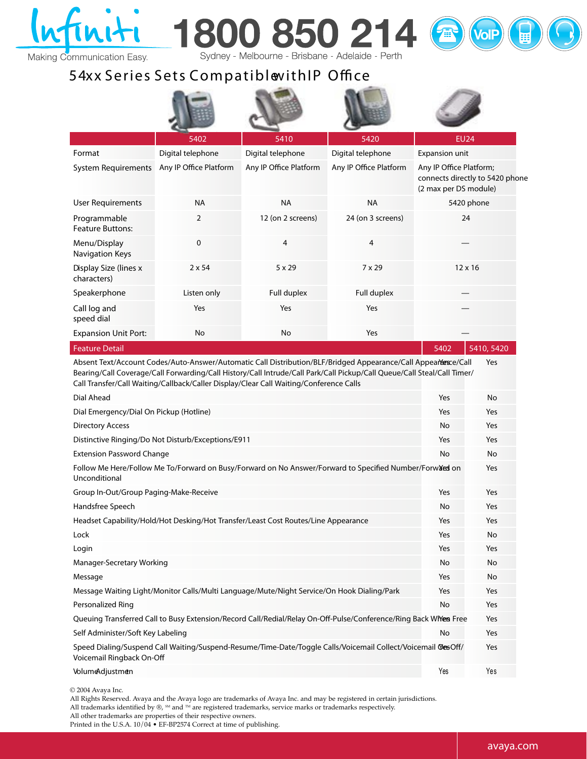Infiniti

Making Communication Easy.

1800 850 214

Sydney - Melbourne - Brisbane - Adelaide - Perth

# 54xx Series Sets Compatible with IP Office

| | 5402 | 5410 | 5420 | EU24 |
|---|---|---|---|---|
| Format | Digital telephone | Digital telephone | Digital telephone | Expansion unit |
| System Requirements | Any IP Office Platform | Any IP Office Platform | Any IP Office Platform | Any IP Office Platform; connects directly to 5420 phone (2 max per DS module) |
| User Requirements | NA | NA | NA | 5420 phone |
| Programmable Feature Buttons: | 2 | 12 (on 2 screens) | 24 (on 3 screens) | 24 |
| Menu/Display Navigation Keys | 0 | 4 | 4 | — |
| Display Size (lines x characters) | 2 x 54 | 5 x 29 | 7 x 29 | 12 x 16 |
| Speakerphone | Listen only | Full duplex | Full duplex | — |
| Call log and speed dial | Yes | Yes | Yes | — |
| Expansion Unit Port: | No | No | Yes | — |

| Feature Detail | 5402 | 5410, 5420 |
|---|---|---|
| Absent Text/Account Codes/Auto-Answer/Automatic Call Distribution/BLF/Bridged Appearance/Call Appearance/Call Bearing/Call Coverage/Call Forwarding/Call History/Call Intrude/Call Park/Call Pickup/Call Queue/Call Steal/Call Timer/Call Transfer/Call Waiting/Callback/Caller Display/Clear Call Waiting/Conference Calls | Yes | Yes |
| Dial Ahead | Yes | No |
| Dial Emergency/Dial On Pickup (Hotline) | Yes | Yes |
| Directory Access | No | Yes |
| Distinctive Ringing/Do Not Disturb/Exceptions/E911 | Yes | Yes |
| Extension Password Change | No | No |
| Follow Me Here/Follow Me To/Forward on Busy/Forward on No Answer/Forward to Specified Number/Forward on Unconditional | Yes | Yes |
| Group In-Out/Group Paging-Make-Receive | Yes | Yes |
| Handsfree Speech | No | Yes |
| Headset Capability/Hold/Hot Desking/Hot Transfer/Least Cost Routes/Line Appearance | Yes | Yes |
| Lock | Yes | No |
| Login | Yes | Yes |
| Manager-Secretary Working | No | No |
| Message | Yes | No |
| Message Waiting Light/Monitor Calls/Multi Language/Mute/Night Service/On Hook Dialing/Park | Yes | Yes |
| Personalized Ring | No | Yes |
| Queuing Transferred Call to Busy Extension/Record Call/Redial/Relay On-Off-Pulse/Conference/Ring Back When Free | Yes | Yes |
| Self Administer/Soft Key Labeling | No | Yes |
| Speed Dialing/Suspend Call Waiting/Suspend-Resume/Time-Date/Toggle Calls/Voicemail Collect/Voicemail On-Off/Voicemail Ringback On-Off | Yes | Yes |
| Volume Adjustment | Yes | Yes |

© 2004 Avaya Inc.
All Rights Reserved. Avaya and the Avaya logo are trademarks of Avaya Inc. and may be registered in certain jurisdictions.
All trademarks identified by ®, ℠ and ™ are registered trademarks, service marks or trademarks respectively.
All other trademarks are properties of their respective owners.
Printed in the U.S.A. 10/04 • EF-BP2574 Correct at time of publishing.

avaya.com